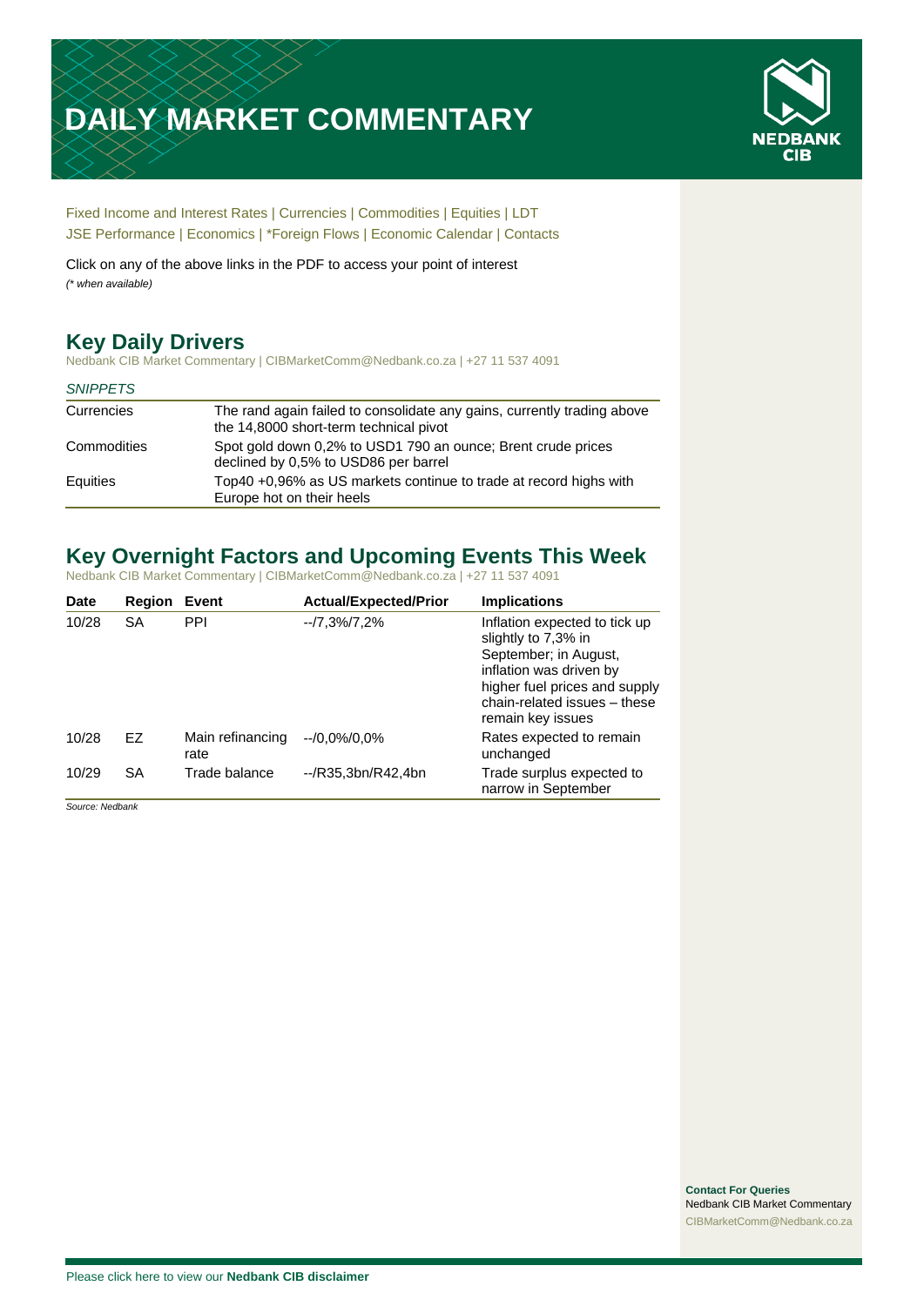# DAILY MARKET COMMENTARY

Fixed Income and Interest Rates | Currencies | Commodities | Equities | LDT
JSE Performance | Economics | *Foreign Flows | Economic Calendar | Contacts

Click on any of the above links in the PDF to access your point of interest
*(* when available)*

## Key Daily Drivers

Nedbank CIB Market Commentary | CIBMarketComm@Nedbank.co.za | +27 11 537 4091

| *SNIPPETS* | |
|---|---|
| Currencies | The rand again failed to consolidate any gains, currently trading above the 14,8000 short-term technical pivot |
| Commodities | Spot gold down 0,2% to USD1 790 an ounce; Brent crude prices declined by 0,5% to USD86 per barrel |
| Equities | Top40 +0,96% as US markets continue to trade at record highs with Europe hot on their heels |

## Key Overnight Factors and Upcoming Events This Week

Nedbank CIB Market Commentary | CIBMarketComm@Nedbank.co.za | +27 11 537 4091

| Date | Region | Event | Actual/Expected/Prior | Implications |
|---|---|---|---|---|
| 10/28 | SA | PPI | --/7,3%/7,2% | Inflation expected to tick up slightly to 7,3% in September; in August, inflation was driven by higher fuel prices and supply chain-related issues – these remain key issues |
| 10/28 | EZ | Main refinancing rate | --/0,0%/0,0% | Rates expected to remain unchanged |
| 10/29 | SA | Trade balance | --/R35,3bn/R42,4bn | Trade surplus expected to narrow in September |

*Source: Nedbank*

**Contact For Queries**
Nedbank CIB Market Commentary
CIBMarketComm@Nedbank.co.za

Please click here to view our **Nedbank CIB disclaimer**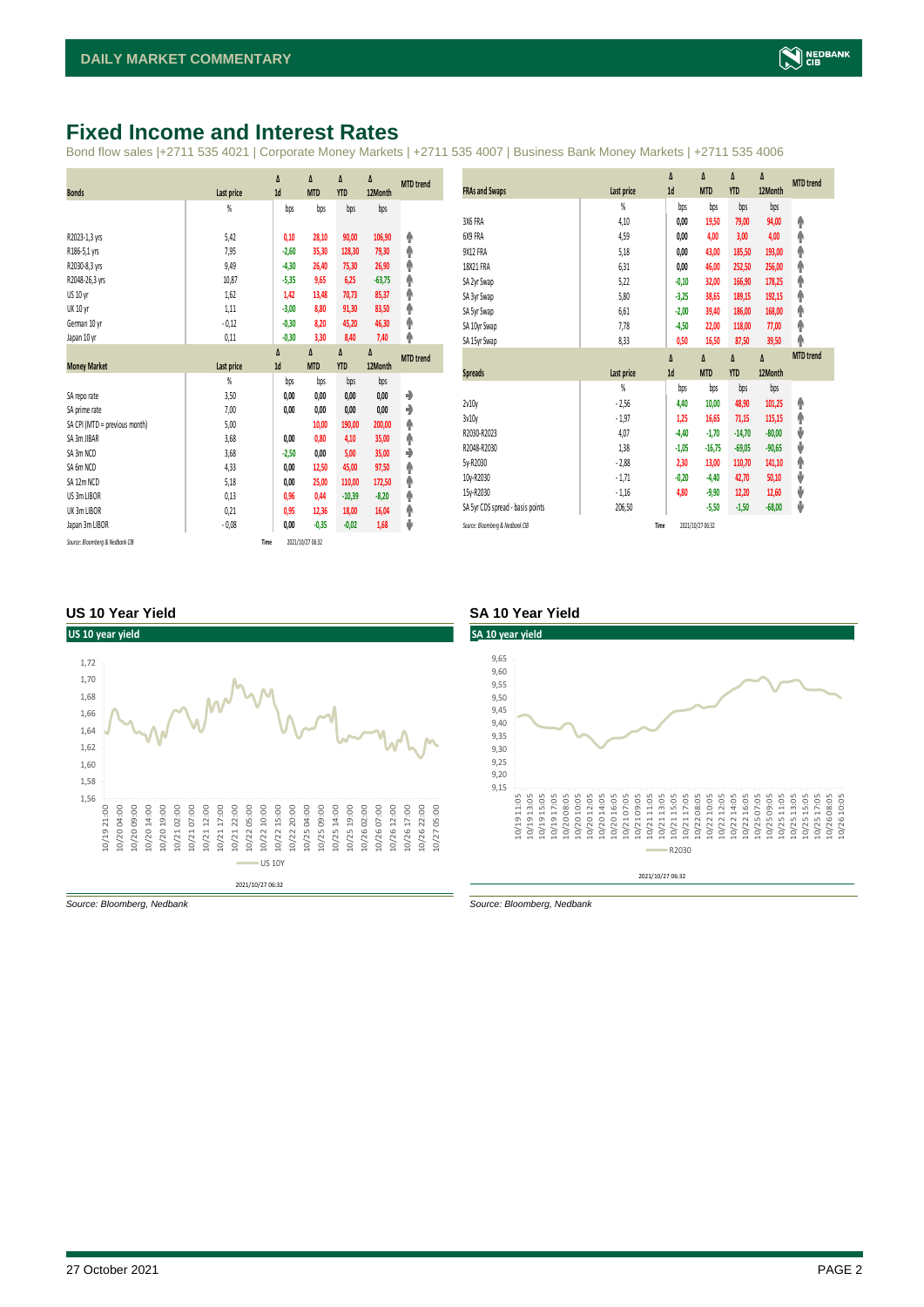# Fixed Income and Interest Rates

Bond flow sales |+2711 535 4021 | Corporate Money Markets | +2711 535 4007 | Business Bank Money Markets | +2711 535 4006

| Bonds | Last price | Δ 1d | Δ MTD | Δ YTD | Δ 12Month | MTD trend |
|---|---|---|---|---|---|---|
| | % | bps | bps | bps | bps | |
| R2023-1,3 yrs | 5,42 | 0,10 | 28,10 | 90,00 | 106,90 | ↑ |
| R186-5,1 yrs | 7,95 | -2,60 | 35,30 | 128,30 | 79,30 | ↑ |
| R2030-8,3 yrs | 9,49 | -4,30 | 26,40 | 75,30 | 26,90 | ↑ |
| R2048-26,3 yrs | 10,87 | -5,35 | 9,65 | 6,25 | -63,75 | ↑ |
| US 10 yr | 1,62 | 1,42 | 13,48 | 70,73 | 85,37 | ↑ |
| UK 10 yr | 1,11 | -3,00 | 8,80 | 91,30 | 83,50 | ↑ |
| German 10 yr | -0,12 | -0,30 | 8,20 | 45,20 | 46,30 | ↑ |
| Japan 10 yr | 0,11 | -0,30 | 3,30 | 8,40 | 7,40 | ↑ |

| Money Market | Last price | Δ 1d | Δ MTD | Δ YTD | Δ 12Month | MTD trend |
|---|---|---|---|---|---|---|
| | % | bps | bps | bps | bps | |
| SA repo rate | 3,50 | 0,00 | 0,00 | 0,00 | 0,00 | → |
| SA prime rate | 7,00 | 0,00 | 0,00 | 0,00 | 0,00 | → |
| SA CPI (MTD = previous month) | 5,00 | | 10,00 | 190,00 | 200,00 | ↑ |
| SA 3m JIBAR | 3,68 | 0,00 | 0,80 | 4,10 | 35,00 | ↑ |
| SA 3m NCD | 3,68 | -2,50 | 0,00 | 5,00 | 35,00 | → |
| SA 6m NCD | 4,33 | 0,00 | 12,50 | 45,00 | 97,50 | ↑ |
| SA 12m NCD | 5,18 | 0,00 | 25,00 | 110,00 | 172,50 | ↑ |
| US 3m LIBOR | 0,13 | 0,96 | 0,44 | -10,39 | -8,20 | ↑ |
| UK 3m LIBOR | 0,21 | 0,95 | 12,36 | 18,00 | 16,04 | ↑ |
| Japan 3m LIBOR | -0,08 | 0,00 | -0,35 | -0,02 | 1,68 | ↓ |

*Source: Bloomberg & Nedbank CIB* Time 2021/10/27 06:32

| FRAs and Swaps | Last price | Δ 1d | Δ MTD | Δ YTD | Δ 12Month | MTD trend |
|---|---|---|---|---|---|---|
| | % | bps | bps | bps | bps | |
| 3X6 FRA | 4,10 | 0,00 | 19,50 | 79,00 | 94,00 | ↑ |
| 6X9 FRA | 4,59 | 0,00 | 4,00 | 3,00 | 4,00 | ↑ |
| 9X12 FRA | 5,18 | 0,00 | 43,00 | 185,50 | 193,00 | ↑ |
| 18X21 FRA | 6,31 | 0,00 | 46,00 | 252,50 | 256,00 | ↑ |
| SA 2yr Swap | 5,22 | -0,10 | 32,00 | 166,90 | 178,25 | ↑ |
| SA 3yr Swap | 5,80 | -3,25 | 38,65 | 189,15 | 192,15 | ↑ |
| SA 5yr Swap | 6,61 | -2,00 | 39,40 | 186,00 | 168,00 | ↑ |
| SA 10yr Swap | 7,78 | -4,50 | 22,00 | 118,00 | 77,00 | ↑ |
| SA 15yr Swap | 8,33 | 0,50 | 16,50 | 87,50 | 39,50 | ↑ |

| Spreads | Last price | Δ 1d | Δ MTD | Δ YTD | Δ 12Month | MTD trend |
|---|---|---|---|---|---|---|
| | % | bps | bps | bps | bps | |
| 2v10y | -2,56 | 4,40 | 10,00 | 48,90 | 101,25 | ↑ |
| 3v10y | -1,97 | 1,25 | 16,65 | 71,15 | 115,15 | ↑ |
| R2030-R2023 | 4,07 | -4,40 | -1,70 | -14,70 | -80,00 | ↓ |
| R2048-R2030 | 1,38 | -1,05 | -16,75 | -69,05 | -90,65 | ↓ |
| 5y-R2030 | -2,88 | 2,30 | 13,00 | 110,70 | 141,10 | ↑ |
| 10y-R2030 | -1,71 | -0,20 | -4,40 | 42,70 | 50,10 | ↓ |
| 15y-R2030 | -1,16 | 4,80 | -9,90 | 12,20 | 12,60 | ↓ |
| SA 5yr CDS spread - basis points | 206,50 | | -5,50 | -1,50 | -68,00 | ↓ |

*Source: Bloomberg & Nedbank CIB* Time 2021/10/27 06:32

### US 10 Year Yield

*Source: Bloomberg, Nedbank*

### SA 10 Year Yield

*Source: Bloomberg, Nedbank*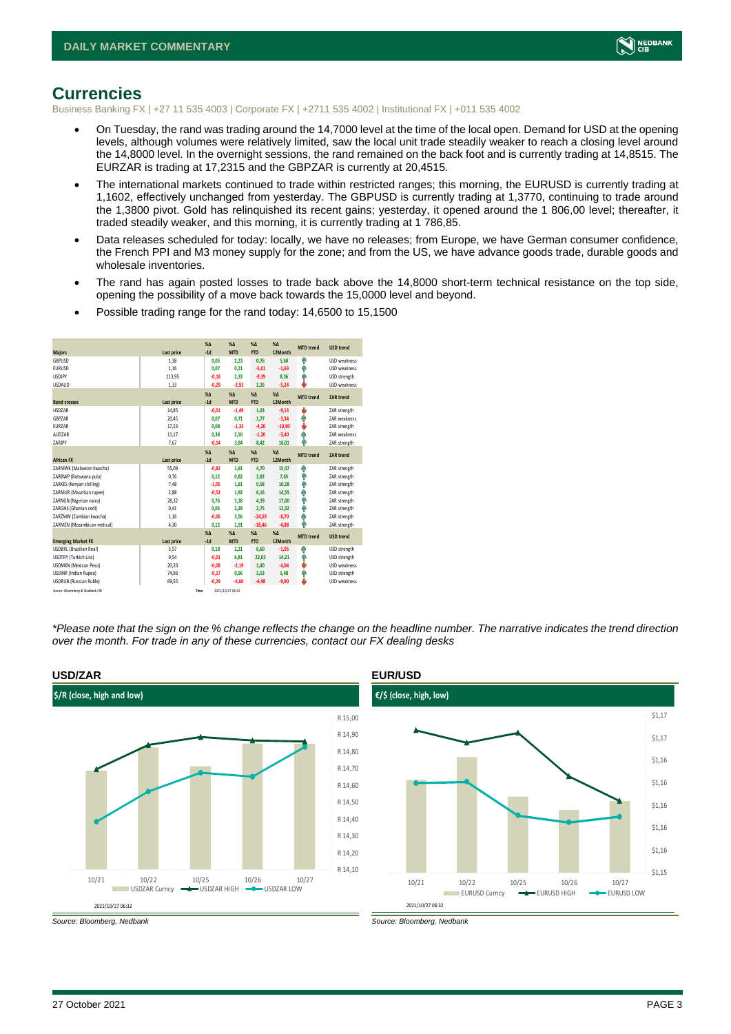## Currencies

Business Banking FX | +27 11 535 4003 | Corporate FX | +2711 535 4002 | Institutional FX | +011 535 4002

- On Tuesday, the rand was trading around the 14,7000 level at the time of the local open. Demand for USD at the opening levels, although volumes were relatively limited, saw the local unit trade steadily weaker to reach a closing level around the 14,8000 level. In the overnight sessions, the rand remained on the back foot and is currently trading at 14,8515. The EURZAR is trading at 17,2315 and the GBPZAR is currently at 20,4515.
- The international markets continued to trade within restricted ranges; this morning, the EURUSD is currently trading at 1,1602, effectively unchanged from yesterday. The GBPUSD is currently trading at 1,3770, continuing to trade around the 1,3800 pivot. Gold has relinquished its recent gains; yesterday, it opened around the 1 806,00 level; thereafter, it traded steadily weaker, and this morning, it is currently trading at 1 786,85.
- Data releases scheduled for today: locally, we have no releases; from Europe, we have German consumer confidence, the French PPI and M3 money supply for the zone; and from the US, we have advance goods trade, durable goods and wholesale inventories.
- The rand has again posted losses to trade back above the 14,8000 short-term technical resistance on the top side, opening the possibility of a move back towards the 15,0000 level and beyond.
- Possible trading range for the rand today: 14,6500 to 15,1500

| Majors | Last price | %Δ -1d | %Δ MTD | %Δ YTD | %Δ 12Month | MTD trend | USD trend |
|---|---|---|---|---|---|---|---|
| GBPUSD | 1,38 | 0,05 | 2,23 | 0,76 | 5,60 | ↑ | USD weakness |
| EURUSD | 1,16 | 0,07 | 0,21 | -5,01 | -1,63 | ↑ | USD weakness |
| USDJPY | 113,95 | -0,18 | 2,33 | -9,39 | 8,36 | ↑ | USD strength |
| USDAUD | 1,33 | -0,29 | -3,93 | 2,26 | -5,24 | ↓ | USD weakness |
| **Rand crosses** | **Last price** | **%Δ -1d** | **%Δ MTD** | **%Δ YTD** | **%Δ 12Month** | **MTD trend** | **ZAR trend** |
| USDZAR | 14,85 | -0,01 | -1,49 | 1,03 | -9,13 | ↓ | ZAR strength |
| GBPZAR | 20,45 | 0,07 | 0,71 | 1,77 | -3,34 | ↑ | ZAR weakness |
| EURZAR | 17,23 | 0,08 | -1,33 | -4,20 | -10,90 | ↓ | ZAR strength |
| AUDZAR | 11,17 | 0,38 | 2,50 | -1,20 | -3,40 | ↑ | ZAR weakness |
| ZARJPY | 7,67 | -0,14 | 3,84 | 8,42 | 16,01 | ↑ | ZAR strength |
| **African FX** | **Last price** | **%Δ -1d** | **%Δ MTD** | **%Δ YTD** | **%Δ 12Month** | **MTD trend** | **ZAR trend** |
| ZARMWK (Malawian kwacha) | 55,09 | -0,82 | 1,91 | 4,70 | 15,47 | ↑ | ZAR strength |
| ZARBWP (Botswana pula) | 0,76 | 0,12 | 0,82 | 2,82 | 7,65 | ↑ | ZAR strength |
| ZARKES (Kenyan shilling) | 7,48 | -1,05 | 1,81 | 0,58 | 10,28 | ↑ | ZAR strength |
| ZARMUR (Mauritian rupee) | 2,88 | -0,52 | 1,92 | 6,16 | 14,55 | ↑ | ZAR strength |
| ZARNGN (Nigerian naira) | 28,32 | 0,76 | 3,38 | 4,39 | 17,00 | ↑ | ZAR strength |
| ZARGHS (Ghanian cedi) | 0,41 | 0,05 | 2,29 | 2,75 | 12,32 | ↑ | ZAR strength |
| ZARZMW (Zambian kwacha) | 1,16 | -0,06 | 3,56 | -24,59 | -8,70 | ↑ | ZAR strength |
| ZARMZN (Mozambican metical) | 4,30 | 0,12 | 1,91 | -18,46 | -4,88 | ↑ | ZAR strength |
| **Emerging Market FX** | **Last price** | **%Δ -1d** | **%Δ MTD** | **%Δ YTD** | **%Δ 12Month** | **MTD trend** | **USD trend** |
| USDBRL (Brazilian Real) | 5,57 | 0,18 | 2,21 | 6,60 | -1,05 | ↑ | USD strength |
| USDTRY (Turkish Lira) | 9,54 | -0,01 | 6,81 | 22,03 | 14,21 | ↑ | USD strength |
| USDMXN (Mexican Peso) | 20,20 | -0,08 | -2,19 | 1,40 | -4,04 | ↓ | USD weakness |
| USDINR (Indian Rupee) | 74,96 | -0,17 | 0,96 | 2,53 | 1,48 | ↑ | USD strength |
| USDRUB (Russian Ruble) | 69,55 | -0,29 | -4,60 | -6,98 | -9,90 | ↓ | USD weakness |

Source: Bloomberg & Nedbank CIB   Time 2021/10/27 06:32

*\*Please note that the sign on the % change reflects the change on the headline number. The narrative indicates the trend direction over the month. For trade in any of these currencies, contact our FX dealing desks*

### USD/ZAR

$/R (close, high and low)

2021/10/27 06:32

*Source: Bloomberg, Nedbank*

### EUR/USD

€/$ (close, high, low)

2021/10/27 06:32

*Source: Bloomberg, Nedbank*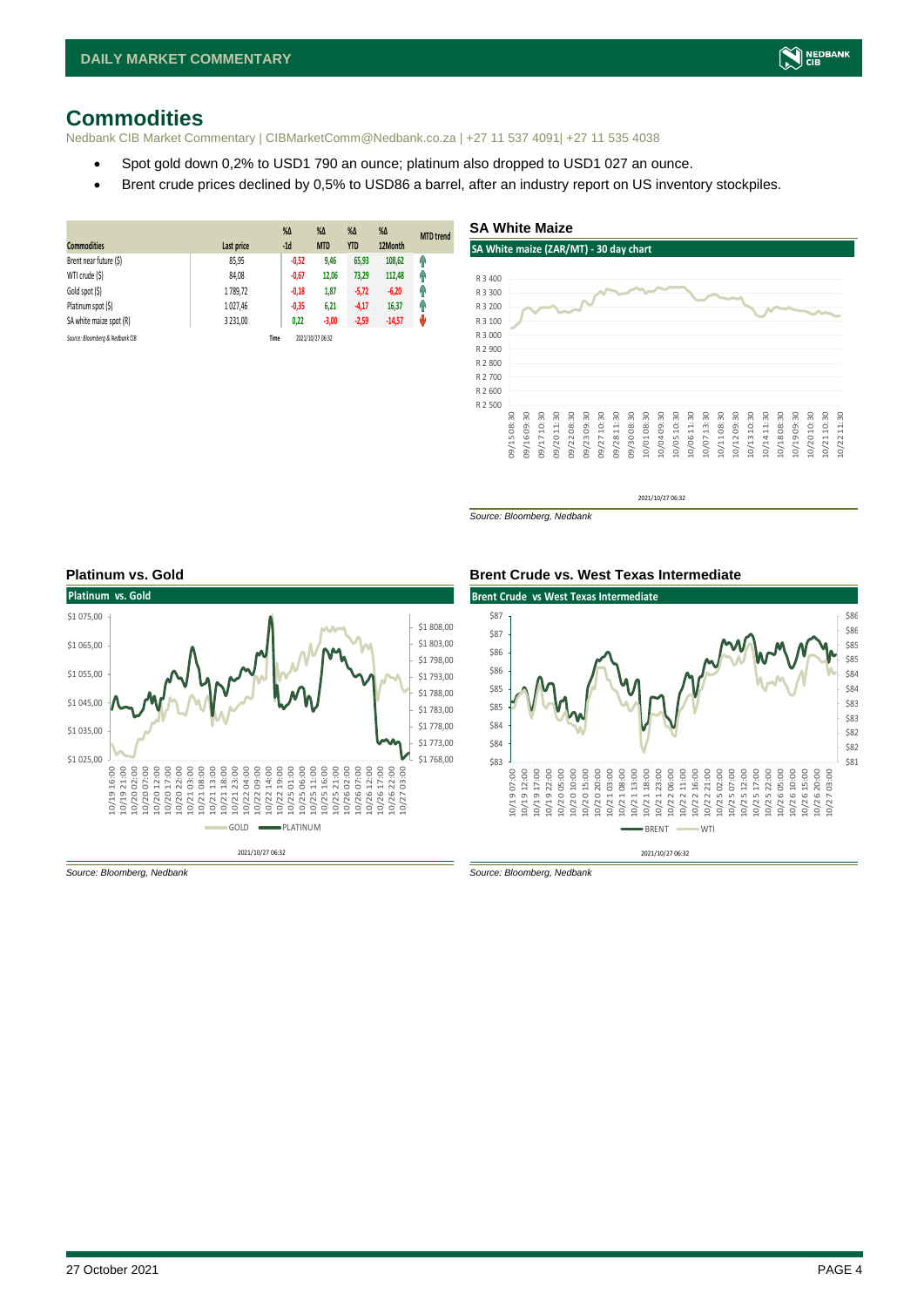# Commodities

Nedbank CIB Market Commentary | CIBMarketComm@Nedbank.co.za | +27 11 537 4091| +27 11 535 4038

- Spot gold down 0,2% to USD1 790 an ounce; platinum also dropped to USD1 027 an ounce.
- Brent crude prices declined by 0,5% to USD86 a barrel, after an industry report on US inventory stockpiles.

| Commodities | Last price | %Δ -1d | %Δ MTD | %Δ YTD | %Δ 12Month | MTD trend |
|---|---|---|---|---|---|---|
| Brent near future ($) | 85,95 | -0,52 | 9,46 | 65,93 | 108,62 | ↑ |
| WTI crude ($) | 84,08 | -0,67 | 12,06 | 73,29 | 112,48 | ↑ |
| Gold spot ($) | 1 789,72 | -0,18 | 1,87 | -5,72 | -6,20 | ↑ |
| Platinum spot ($) | 1 027,46 | -0,35 | 6,21 | -4,17 | 16,37 | ↑ |
| SA white maize spot (R) | 3 231,00 | 0,22 | -3,00 | -2,59 | -14,57 | ↓ |

*Source: Bloomberg & Nedbank CIB* Time 2021/10/27 06:32

### SA White Maize

SA White maize (ZAR/MT) - 30 day chart

2021/10/27 06:32

*Source: Bloomberg, Nedbank*

### Platinum vs. Gold

Platinum vs. Gold

2021/10/27 06:32

*Source: Bloomberg, Nedbank*

### Brent Crude vs. West Texas Intermediate

Brent Crude vs West Texas Intermediate

2021/10/27 06:32

*Source: Bloomberg, Nedbank*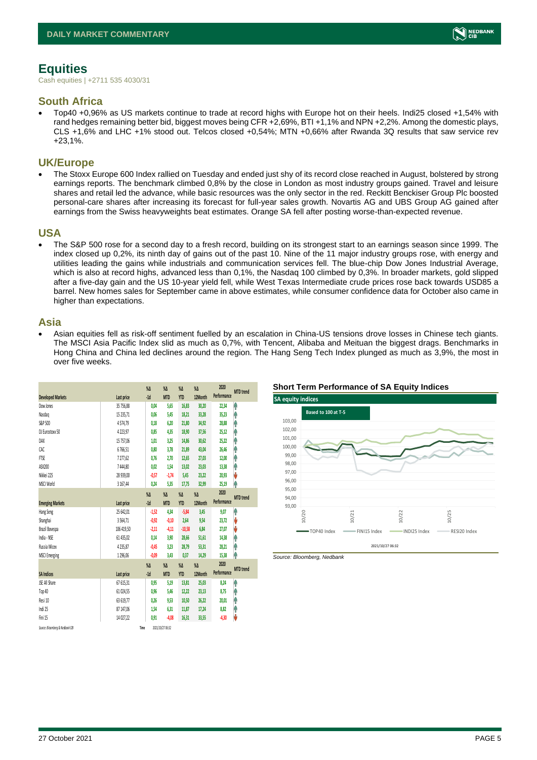# Equities

Cash equities | +2711 535 4030/31

## South Africa

- Top40 +0,96% as US markets continue to trade at record highs with Europe hot on their heels. Indi25 closed +1,54% with rand hedges remaining better bid, biggest moves being CFR +2,69%, BTI +1,1% and NPN +2,2%. Among the domestic plays, CLS +1,6% and LHC +1% stood out. Telcos closed +0,54%; MTN +0,66% after Rwanda 3Q results that saw service rev +23,1%.

## UK/Europe

- The Stoxx Europe 600 Index rallied on Tuesday and ended just shy of its record close reached in August, bolstered by strong earnings reports. The benchmark climbed 0,8% by the close in London as most industry groups gained. Travel and leisure shares and retail led the advance, while basic resources was the only sector in the red. Reckitt Benckiser Group Plc boosted personal-care shares after increasing its forecast for full-year sales growth. Novartis AG and UBS Group AG gained after earnings from the Swiss heavyweights beat estimates. Orange SA fell after posting worse-than-expected revenue.

## USA

- The S&P 500 rose for a second day to a fresh record, building on its strongest start to an earnings season since 1999. The index closed up 0,2%, its ninth day of gains out of the past 10. Nine of the 11 major industry groups rose, with energy and utilities leading the gains while industrials and communication services fell. The blue-chip Dow Jones Industrial Average, which is also at record highs, advanced less than 0,1%, the Nasdaq 100 climbed by 0,3%. In broader markets, gold slipped after a five-day gain and the US 10-year yield fell, while West Texas Intermediate crude prices rose back towards USD85 a barrel. New homes sales for September came in above estimates, while consumer confidence data for October also came in higher than expectations.

## Asia

- Asian equities fell as risk-off sentiment fuelled by an escalation in China-US tensions drove losses in Chinese tech giants. The MSCI Asia Pacific Index slid as much as 0,7%, with Tencent, Alibaba and Meituan the biggest drags. Benchmarks in Hong China and China led declines around the region. The Hang Seng Tech Index plunged as much as 3,9%, the most in over five weeks.

| Developed Markets | Last price | %Δ -1d | %Δ MTD | %Δ YTD | %Δ 12Month | 2020 Performance | MTD trend |
|---|---|---|---|---|---|---|---|
| Dow Jones | 35 756,88 | 0,04 | 5,65 | 16,83 | 30,20 | 22,34 | ↑ |
| Nasdaq | 15 235,71 | 0,06 | 5,45 | 18,21 | 33,28 | 35,23 | ↑ |
| S&P 500 | 4 574,79 | 0,18 | 6,20 | 21,80 | 34,92 | 28,88 | ↑ |
| DJ Eurostoxx 50 | 4 223,97 | 0,85 | 4,35 | 18,90 | 37,56 | 25,12 | ↑ |
| DAX | 15 757,06 | 1,01 | 3,25 | 14,86 | 30,62 | 25,22 | ↑ |
| CAC | 6 766,51 | 0,80 | 3,78 | 21,89 | 43,04 | 26,46 | ↑ |
| FTSE | 7 277,62 | 0,76 | 2,70 | 12,65 | 27,03 | 12,00 | ↑ |
| ASX200 | 7 444,80 | 0,02 | 1,54 | 13,02 | 23,03 | 13,38 | ↑ |
| Nikkei 225 | 28 939,00 | -0,57 | -1,74 | 5,45 | 23,22 | 20,93 | ↓ |
| MSCI World | 3 167,44 | 0,24 | 5,35 | 17,75 | 32,99 | 25,19 | ↑ |
| **Emerging Markets** | **Last price** | **%Δ -1d** | **%Δ MTD** | **%Δ YTD** | **%Δ 12Month** | **2020 Performance** | **MTD trend** |
| Hang Seng | 25 642,01 | -1,52 | 4,34 | -5,84 | 3,45 | 9,07 | ↑ |
| Shanghai | 3 564,71 | -0,92 | -0,10 | 2,64 | 9,54 | 23,72 | ↓ |
| Brazil Bovespa | 106 419,50 | -2,11 | -4,11 | -10,58 | 6,84 | 27,07 | ↓ |
| India - NSE | 61 435,02 | 0,14 | 3,90 | 28,66 | 51,61 | 14,38 | ↑ |
| Russia Micex | 4 235,87 | -0,45 | 3,23 | 28,79 | 53,31 | 28,21 | ↑ |
| MSCI Emerging | 1 296,06 | -0,09 | 3,43 | 0,37 | 14,29 | 15,38 | ↑ |
| **SA Indices** | **Last price** | **%Δ -1d** | **%Δ MTD** | **%Δ YTD** | **%Δ 12Month** | **2020 Performance** | **MTD trend** |
| JSE All Share | 67 615,31 | 0,95 | 5,19 | 13,81 | 25,03 | 8,24 | ↑ |
| Top 40 | 61 024,55 | 0,96 | 5,46 | 12,22 | 23,13 | 8,75 | ↑ |
| Resi 10 | 63 619,77 | 0,26 | 9,53 | 10,50 | 26,22 | 20,01 | ↑ |
| Indi 25 | 87 147,06 | 1,54 | 6,31 | 11,87 | 17,24 | 8,82 | ↑ |
| Fini 15 | 14 027,22 | 0,91 | -4,08 | 16,31 | 33,55 | -4,30 | ↓ |

Source: Bloomberg & Nedbank CIB    Time 2021/10/27 06:32

### Short Term Performance of SA Equity Indices

SA equity indices — Based to 100 at T-5 (TOP40 Index, FINI15 Index, INDI25 Index, RESI20 Index) — 2021/10/27 06:32

Source: Bloomberg, Nedbank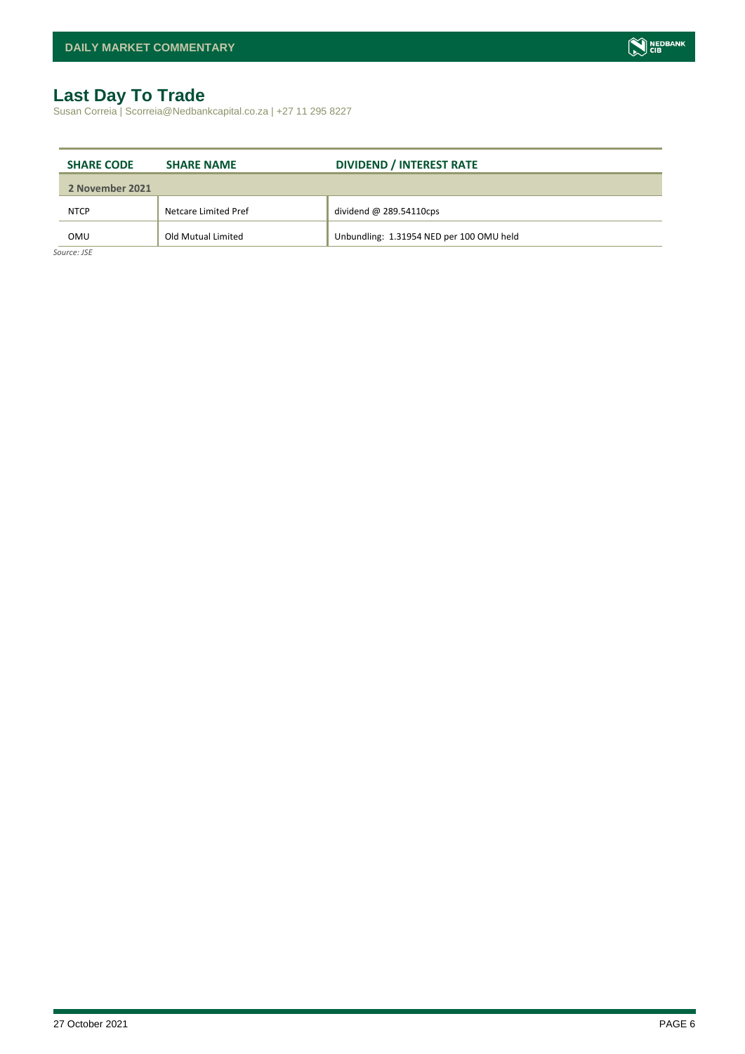# Last Day To Trade

Susan Correia | Scorreia@Nedbankcapital.co.za | +27 11 295 8227

| SHARE CODE | SHARE NAME | DIVIDEND / INTEREST RATE |
|---|---|---|
| **2 November 2021** | | |
| NTCP | Netcare Limited Pref | dividend @ 289.54110cps |
| OMU | Old Mutual Limited | Unbundling: 1.31954 NED per 100 OMU held |

*Source: JSE*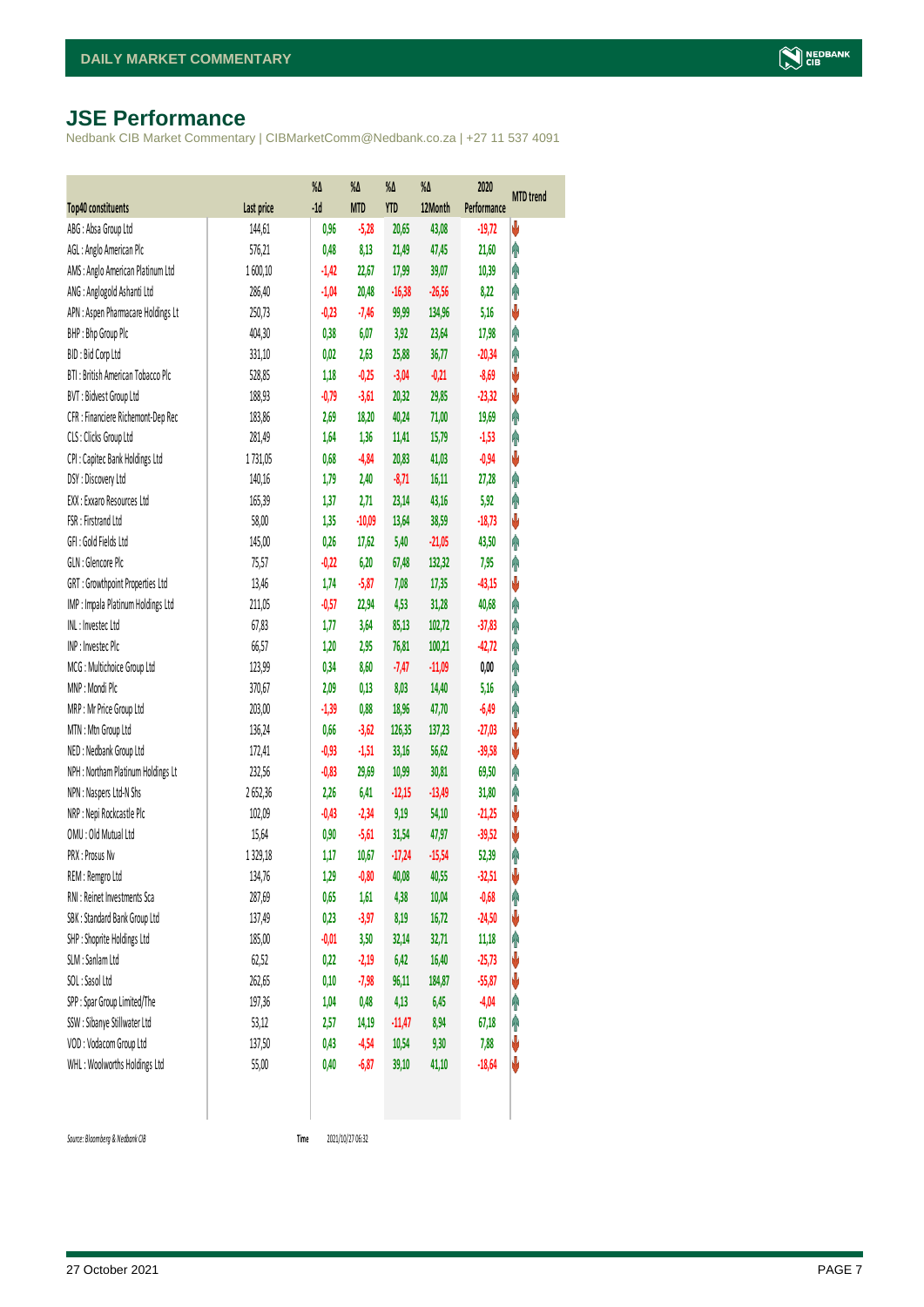# JSE Performance

Nedbank CIB Market Commentary | CIBMarketComm@Nedbank.co.za | +27 11 537 4091

| Top40 constituents | Last price | %Δ -1d | %Δ MTD | %Δ YTD | %Δ 12Month | 2020 Performance | MTD trend |
|---|---|---|---|---|---|---|---|
| ABG : Absa Group Ltd | 144,61 | 0,96 | -5,28 | 20,65 | 43,08 | -19,72 | ↓ |
| AGL : Anglo American Plc | 576,21 | 0,48 | 8,13 | 21,49 | 47,45 | 21,60 | ↑ |
| AMS : Anglo American Platinum Ltd | 1 600,10 | -1,42 | 22,67 | 17,99 | 39,07 | 10,39 | ↑ |
| ANG : Anglogold Ashanti Ltd | 286,40 | -1,04 | 20,48 | -16,38 | -26,56 | 8,22 | ↑ |
| APN : Aspen Pharmacare Holdings Lt | 250,73 | -0,23 | -7,46 | 99,99 | 134,96 | 5,16 | ↓ |
| BHP : Bhp Group Plc | 404,30 | 0,38 | 6,07 | 3,92 | 23,64 | 17,98 | ↑ |
| BID : Bid Corp Ltd | 331,10 | 0,02 | 2,63 | 25,88 | 36,77 | -20,34 | ↑ |
| BTI : British American Tobacco Plc | 528,85 | 1,18 | -0,25 | -3,04 | -0,21 | -8,69 | ↓ |
| BVT : Bidvest Group Ltd | 188,93 | -0,79 | -3,61 | 20,32 | 29,85 | -23,32 | ↓ |
| CFR : Financiere Richemont-Dep Rec | 183,86 | 2,69 | 18,20 | 40,24 | 71,00 | 19,69 | ↑ |
| CLS : Clicks Group Ltd | 281,49 | 1,64 | 1,36 | 11,41 | 15,79 | -1,53 | ↑ |
| CPI : Capitec Bank Holdings Ltd | 1 731,05 | 0,68 | -4,84 | 20,83 | 41,03 | -0,94 | ↓ |
| DSY : Discovery Ltd | 140,16 | 1,79 | 2,40 | -8,71 | 16,11 | 27,28 | ↑ |
| EXX : Exxaro Resources Ltd | 165,39 | 1,37 | 2,71 | 23,14 | 43,16 | 5,92 | ↑ |
| FSR : Firstrand Ltd | 58,00 | 1,35 | -10,09 | 13,64 | 38,59 | -18,73 | ↓ |
| GFI : Gold Fields Ltd | 145,00 | 0,26 | 17,62 | 5,40 | -21,05 | 43,50 | ↑ |
| GLN : Glencore Plc | 75,57 | -0,22 | 6,20 | 67,48 | 132,32 | 7,95 | ↑ |
| GRT : Growthpoint Properties Ltd | 13,46 | 1,74 | -5,87 | 7,08 | 17,35 | -43,15 | ↓ |
| IMP : Impala Platinum Holdings Ltd | 211,05 | -0,57 | 22,94 | 4,53 | 31,28 | 40,68 | ↑ |
| INL : Investec Ltd | 67,83 | 1,77 | 3,64 | 85,13 | 102,72 | -37,83 | ↑ |
| INP : Investec Plc | 66,57 | 1,20 | 2,95 | 76,81 | 100,21 | -42,72 | ↑ |
| MCG : Multichoice Group Ltd | 123,99 | 0,34 | 8,60 | -7,47 | -11,09 | 0,00 | ↑ |
| MNP : Mondi Plc | 370,67 | 2,09 | 0,13 | 8,03 | 14,40 | 5,16 | ↑ |
| MRP : Mr Price Group Ltd | 203,00 | -1,39 | 0,88 | 18,96 | 47,70 | -6,49 | ↑ |
| MTN : Mtn Group Ltd | 136,24 | 0,66 | -3,62 | 126,35 | 137,23 | -27,03 | ↓ |
| NED : Nedbank Group Ltd | 172,41 | -0,93 | -1,51 | 33,16 | 56,62 | -39,58 | ↓ |
| NPH : Northam Platinum Holdings Lt | 232,56 | -0,83 | 29,69 | 10,99 | 30,81 | 69,50 | ↑ |
| NPN : Naspers Ltd-N Shs | 2 652,36 | 2,26 | 6,41 | -12,15 | -13,49 | 31,80 | ↑ |
| NRP : Nepi Rockcastle Plc | 102,09 | -0,43 | -2,34 | 9,19 | 54,10 | -21,25 | ↓ |
| OMU : Old Mutual Ltd | 15,64 | 0,90 | -5,61 | 31,54 | 47,97 | -39,52 | ↓ |
| PRX : Prosus Nv | 1 329,18 | 1,17 | 10,67 | -17,24 | -15,54 | 52,39 | ↑ |
| REM : Remgro Ltd | 134,76 | 1,29 | -0,80 | 40,08 | 40,55 | -32,51 | ↓ |
| RNI : Reinet Investments Sca | 287,69 | 0,65 | 1,61 | 4,38 | 10,04 | -0,68 | ↑ |
| SBK : Standard Bank Group Ltd | 137,49 | 0,23 | -3,97 | 8,19 | 16,72 | -24,50 | ↓ |
| SHP : Shoprite Holdings Ltd | 185,00 | -0,01 | 3,50 | 32,14 | 32,71 | 11,18 | ↑ |
| SLM : Sanlam Ltd | 62,52 | 0,22 | -2,19 | 6,42 | 16,40 | -25,73 | ↓ |
| SOL : Sasol Ltd | 262,65 | 0,10 | -7,98 | 96,11 | 184,87 | -55,87 | ↓ |
| SPP : Spar Group Limited/The | 197,36 | 1,04 | 0,48 | 4,13 | 6,45 | -4,04 | ↑ |
| SSW : Sibanye Stillwater Ltd | 53,12 | 2,57 | 14,19 | -11,47 | 8,94 | 67,18 | ↑ |
| VOD : Vodacom Group Ltd | 137,50 | 0,43 | -4,54 | 10,54 | 9,30 | 7,88 | ↓ |
| WHL : Woolworths Holdings Ltd | 55,00 | 0,40 | -6,87 | 39,10 | 41,10 | -18,64 | ↓ |

*Source: Bloomberg & Nedbank CIB* Time 2021/10/27 06:32

27 October 2021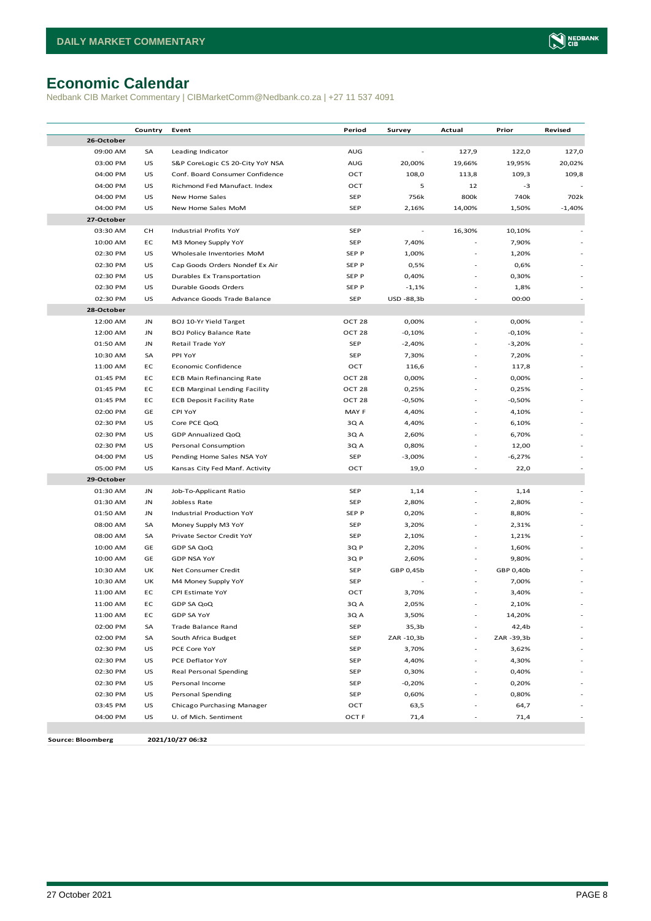# Economic Calendar

Nedbank CIB Market Commentary | CIBMarketComm@Nedbank.co.za | +27 11 537 4091

| | Country | Event | Period | Survey | Actual | Prior | Revised |
|---|---|---|---|---|---|---|---|
| **26-October** | | | | | | | |
| 09:00 AM | SA | Leading Indicator | AUG | - | 127,9 | 122,0 | 127,0 |
| 03:00 PM | US | S&P CoreLogic CS 20-City YoY NSA | AUG | 20,00% | 19,66% | 19,95% | 20,02% |
| 04:00 PM | US | Conf. Board Consumer Confidence | OCT | 108,0 | 113,8 | 109,3 | 109,8 |
| 04:00 PM | US | Richmond Fed Manufact. Index | OCT | 5 | 12 | -3 | - |
| 04:00 PM | US | New Home Sales | SEP | 756k | 800k | 740k | 702k |
| 04:00 PM | US | New Home Sales MoM | SEP | 2,16% | 14,00% | 1,50% | -1,40% |
| **27-October** | | | | | | | |
| 03:30 AM | CH | Industrial Profits YoY | SEP | - | 16,30% | 10,10% | - |
| 10:00 AM | EC | M3 Money Supply YoY | SEP | 7,40% | - | 7,90% | - |
| 02:30 PM | US | Wholesale Inventories MoM | SEP P | 1,00% | - | 1,20% | - |
| 02:30 PM | US | Cap Goods Orders Nondef Ex Air | SEP P | 0,5% | - | 0,6% | - |
| 02:30 PM | US | Durables Ex Transportation | SEP P | 0,40% | - | 0,30% | - |
| 02:30 PM | US | Durable Goods Orders | SEP P | -1,1% | - | 1,8% | - |
| 02:30 PM | US | Advance Goods Trade Balance | SEP | USD -88,3b | - | 00:00 | - |
| **28-October** | | | | | | | |
| 12:00 AM | JN | BOJ 10-Yr Yield Target | OCT 28 | 0,00% | - | 0,00% | - |
| 12:00 AM | JN | BOJ Policy Balance Rate | OCT 28 | -0,10% | - | -0,10% | - |
| 01:50 AM | JN | Retail Trade YoY | SEP | -2,40% | - | -3,20% | - |
| 10:30 AM | SA | PPI YoY | SEP | 7,30% | - | 7,20% | - |
| 11:00 AM | EC | Economic Confidence | OCT | 116,6 | - | 117,8 | - |
| 01:45 PM | EC | ECB Main Refinancing Rate | OCT 28 | 0,00% | - | 0,00% | - |
| 01:45 PM | EC | ECB Marginal Lending Facility | OCT 28 | 0,25% | - | 0,25% | - |
| 01:45 PM | EC | ECB Deposit Facility Rate | OCT 28 | -0,50% | - | -0,50% | - |
| 02:00 PM | GE | CPI YoY | MAY F | 4,40% | - | 4,10% | - |
| 02:30 PM | US | Core PCE QoQ | 3Q A | 4,40% | - | 6,10% | - |
| 02:30 PM | US | GDP Annualized QoQ | 3Q A | 2,60% | - | 6,70% | - |
| 02:30 PM | US | Personal Consumption | 3Q A | 0,80% | - | 12,00 | - |
| 04:00 PM | US | Pending Home Sales NSA YoY | SEP | -3,00% | - | -6,27% | - |
| 05:00 PM | US | Kansas City Fed Manf. Activity | OCT | 19,0 | - | 22,0 | - |
| **29-October** | | | | | | | |
| 01:30 AM | JN | Job-To-Applicant Ratio | SEP | 1,14 | - | 1,14 | - |
| 01:30 AM | JN | Jobless Rate | SEP | 2,80% | - | 2,80% | - |
| 01:50 AM | JN | Industrial Production YoY | SEP P | 0,20% | - | 8,80% | - |
| 08:00 AM | SA | Money Supply M3 YoY | SEP | 3,20% | - | 2,31% | - |
| 08:00 AM | SA | Private Sector Credit YoY | SEP | 2,10% | - | 1,21% | - |
| 10:00 AM | GE | GDP SA QoQ | 3Q P | 2,20% | - | 1,60% | - |
| 10:00 AM | GE | GDP NSA YoY | 3Q P | 2,60% | - | 9,80% | - |
| 10:30 AM | UK | Net Consumer Credit | SEP | GBP 0,45b | - | GBP 0,40b | - |
| 10:30 AM | UK | M4 Money Supply YoY | SEP | - | - | 7,00% | - |
| 11:00 AM | EC | CPI Estimate YoY | OCT | 3,70% | - | 3,40% | - |
| 11:00 AM | EC | GDP SA QoQ | 3Q A | 2,05% | - | 2,10% | - |
| 11:00 AM | EC | GDP SA YoY | 3Q A | 3,50% | - | 14,20% | - |
| 02:00 PM | SA | Trade Balance Rand | SEP | 35,3b | - | 42,4b | - |
| 02:00 PM | SA | South Africa Budget | SEP | ZAR -10,3b | - | ZAR -39,3b | - |
| 02:30 PM | US | PCE Core YoY | SEP | 3,70% | - | 3,62% | - |
| 02:30 PM | US | PCE Deflator YoY | SEP | 4,40% | - | 4,30% | - |
| 02:30 PM | US | Real Personal Spending | SEP | 0,30% | - | 0,40% | - |
| 02:30 PM | US | Personal Income | SEP | -0,20% | - | 0,20% | - |
| 02:30 PM | US | Personal Spending | SEP | 0,60% | - | 0,80% | - |
| 03:45 PM | US | Chicago Purchasing Manager | OCT | 63,5 | - | 64,7 | - |
| 04:00 PM | US | U. of Mich. Sentiment | OCT F | 71,4 | - | 71,4 | - |

**Source: Bloomberg** **2021/10/27 06:32**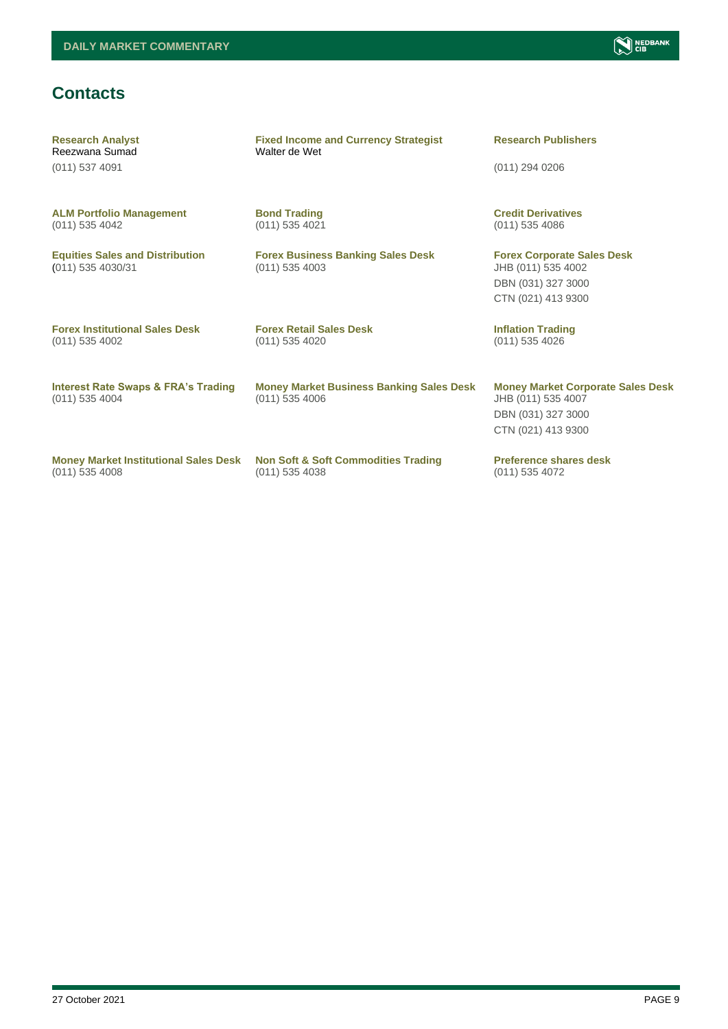## Contacts

**Research Analyst**
Reezwana Sumad
(011) 537 4091

**Fixed Income and Currency Strategist**
Walter de Wet

**Research Publishers**
(011) 294 0206

**ALM Portfolio Management**
(011) 535 4042

**Bond Trading**
(011) 535 4021

**Credit Derivatives**
(011) 535 4086

**Equities Sales and Distribution**
(011) 535 4030/31

**Forex Business Banking Sales Desk**
(011) 535 4003

**Forex Corporate Sales Desk**
JHB (011) 535 4002
DBN (031) 327 3000
CTN (021) 413 9300

**Forex Institutional Sales Desk**
(011) 535 4002

**Forex Retail Sales Desk**
(011) 535 4020

**Inflation Trading**
(011) 535 4026

**Interest Rate Swaps & FRA's Trading**
(011) 535 4004

**Money Market Business Banking Sales Desk**
(011) 535 4006

**Money Market Corporate Sales Desk**
JHB (011) 535 4007
DBN (031) 327 3000
CTN (021) 413 9300

**Money Market Institutional Sales Desk**
(011) 535 4008

**Non Soft & Soft Commodities Trading**
(011) 535 4038

**Preference shares desk**
(011) 535 4072